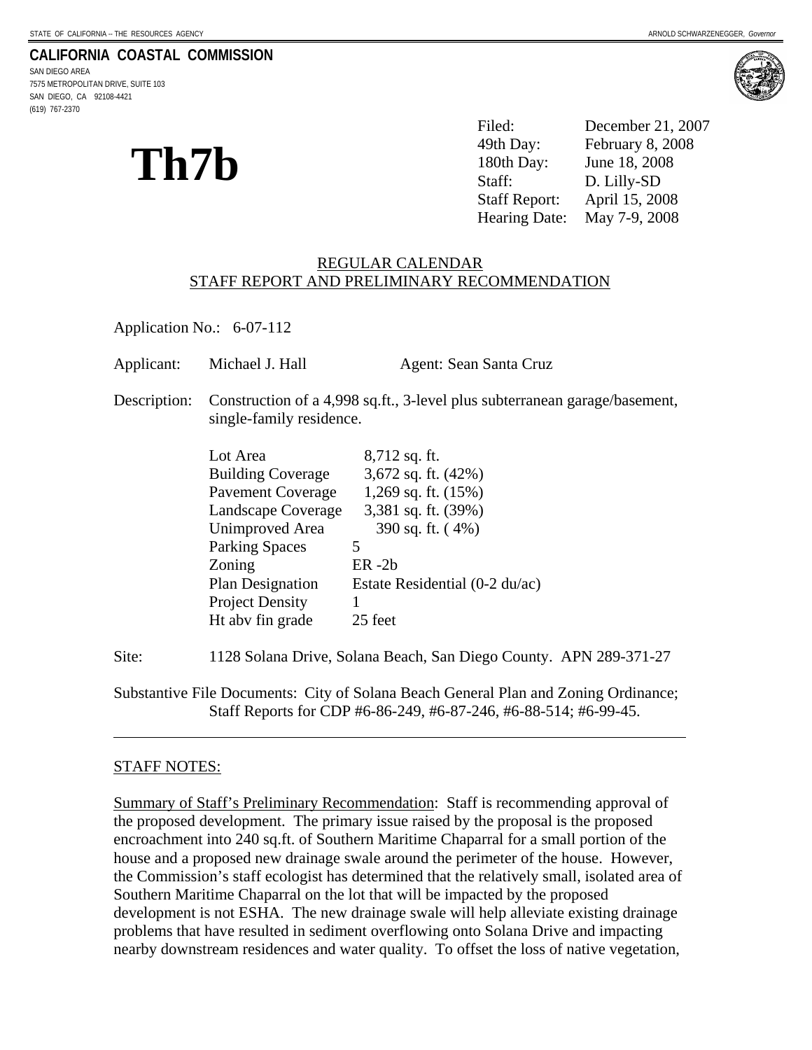STATE OF CALIFORNIA -- THE RESOURCES AGENCY ARNOLD SCHWARZENEGGER, *Governor*

**CALIFORNIA COASTAL COMMISSION**
SAN DIEGO AREA
7575 METROPOLITAN DRIVE, SUITE 103
SAN DIEGO, CA 92108-4421
(619) 767-2370

# Th7b

| | |
|---|---|
| Filed: | December 21, 2007 |
| 49th Day: | February 8, 2008 |
| 180th Day: | June 18, 2008 |
| Staff: | D. Lilly-SD |
| Staff Report: | April 15, 2008 |
| Hearing Date: | May 7-9, 2008 |

REGULAR CALENDAR
STAFF REPORT AND PRELIMINARY RECOMMENDATION

Application No.: 6-07-112

Applicant: Michael J. Hall Agent: Sean Santa Cruz

Description: Construction of a 4,998 sq.ft., 3-level plus subterranean garage/basement, single-family residence.

| | |
|---|---|
| Lot Area | 8,712 sq. ft. |
| Building Coverage | 3,672 sq. ft. (42%) |
| Pavement Coverage | 1,269 sq. ft. (15%) |
| Landscape Coverage | 3,381 sq. ft. (39%) |
| Unimproved Area | 390 sq. ft. ( 4%) |
| Parking Spaces | 5 |
| Zoning | ER -2b |
| Plan Designation | Estate Residential (0-2 du/ac) |
| Project Density | 1 |
| Ht abv fin grade | 25 feet |

Site: 1128 Solana Drive, Solana Beach, San Diego County. APN 289-371-27

Substantive File Documents: City of Solana Beach General Plan and Zoning Ordinance; Staff Reports for CDP #6-86-249, #6-87-246, #6-88-514; #6-99-45.

---

STAFF NOTES:

Summary of Staff's Preliminary Recommendation: Staff is recommending approval of the proposed development. The primary issue raised by the proposal is the proposed encroachment into 240 sq.ft. of Southern Maritime Chaparral for a small portion of the house and a proposed new drainage swale around the perimeter of the house. However, the Commission's staff ecologist has determined that the relatively small, isolated area of Southern Maritime Chaparral on the lot that will be impacted by the proposed development is not ESHA. The new drainage swale will help alleviate existing drainage problems that have resulted in sediment overflowing onto Solana Drive and impacting nearby downstream residences and water quality. To offset the loss of native vegetation,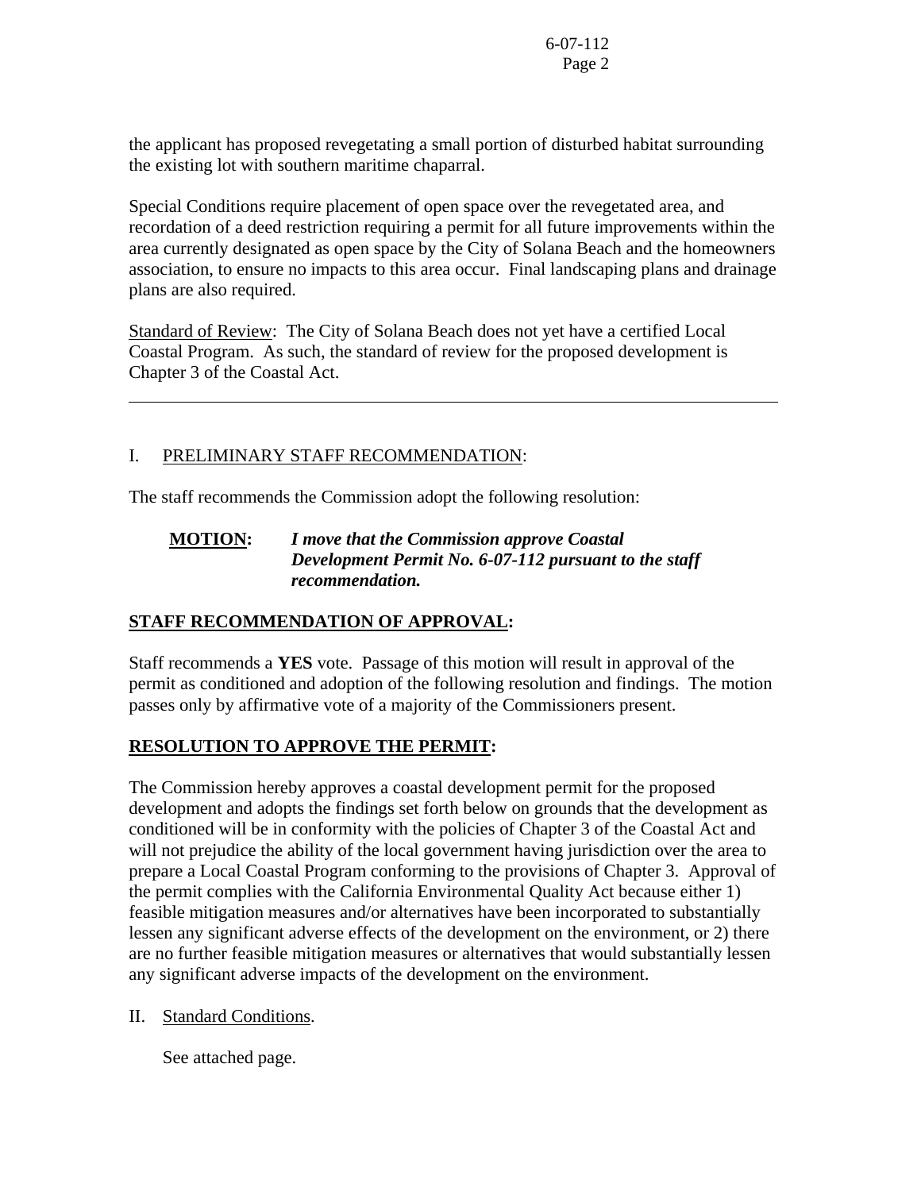the applicant has proposed revegetating a small portion of disturbed habitat surrounding the existing lot with southern maritime chaparral.

Special Conditions require placement of open space over the revegetated area, and recordation of a deed restriction requiring a permit for all future improvements within the area currently designated as open space by the City of Solana Beach and the homeowners association, to ensure no impacts to this area occur. Final landscaping plans and drainage plans are also required.

Standard of Review: The City of Solana Beach does not yet have a certified Local Coastal Program. As such, the standard of review for the proposed development is Chapter 3 of the Coastal Act.

---

I. PRELIMINARY STAFF RECOMMENDATION:

The staff recommends the Commission adopt the following resolution:

**MOTION:** ***I move that the Commission approve Coastal Development Permit No. 6-07-112 pursuant to the staff recommendation.***

**STAFF RECOMMENDATION OF APPROVAL:**

Staff recommends a **YES** vote. Passage of this motion will result in approval of the permit as conditioned and adoption of the following resolution and findings. The motion passes only by affirmative vote of a majority of the Commissioners present.

**RESOLUTION TO APPROVE THE PERMIT:**

The Commission hereby approves a coastal development permit for the proposed development and adopts the findings set forth below on grounds that the development as conditioned will be in conformity with the policies of Chapter 3 of the Coastal Act and will not prejudice the ability of the local government having jurisdiction over the area to prepare a Local Coastal Program conforming to the provisions of Chapter 3. Approval of the permit complies with the California Environmental Quality Act because either 1) feasible mitigation measures and/or alternatives have been incorporated to substantially lessen any significant adverse effects of the development on the environment, or 2) there are no further feasible mitigation measures or alternatives that would substantially lessen any significant adverse impacts of the development on the environment.

II. Standard Conditions.

See attached page.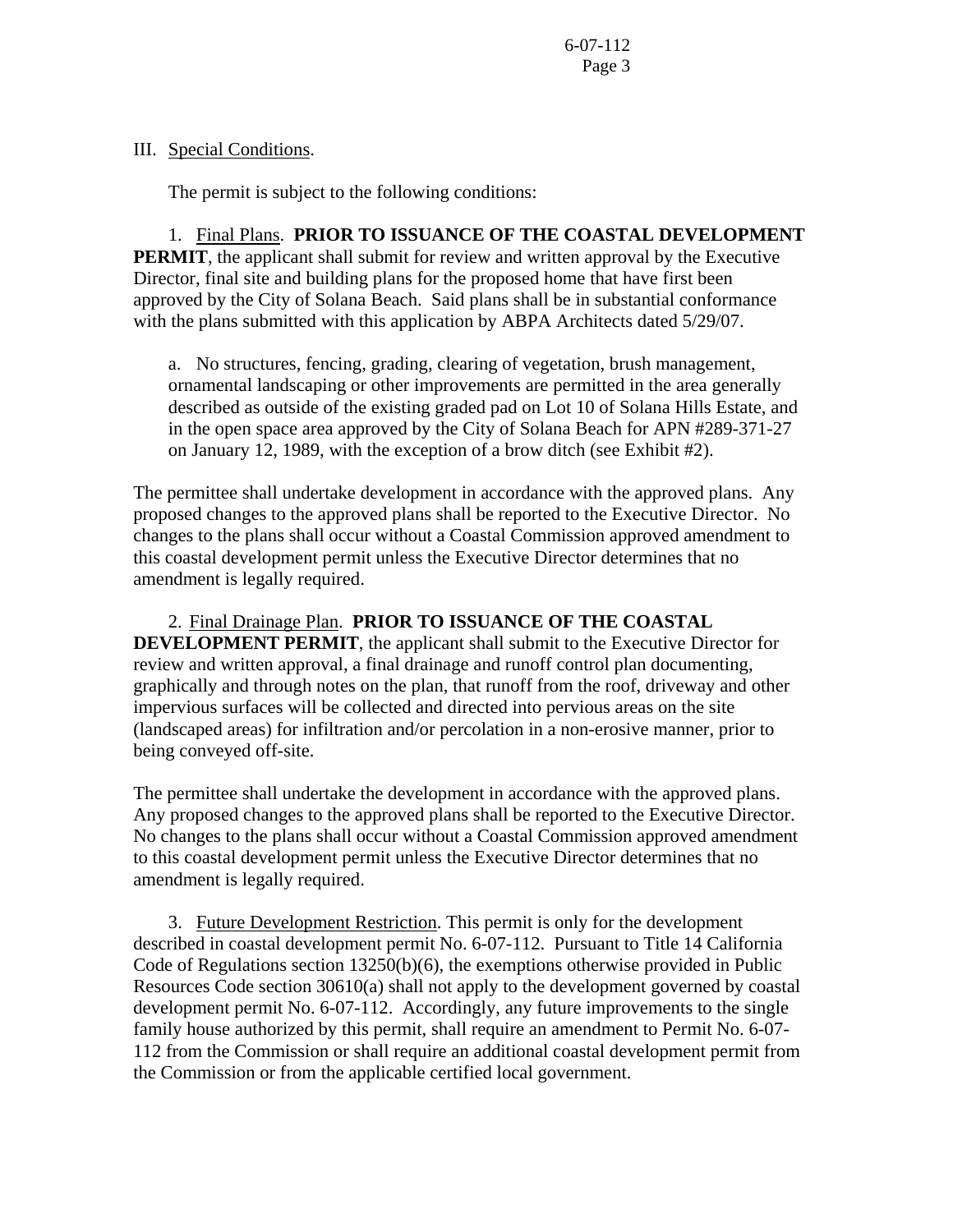III. Special Conditions.

The permit is subject to the following conditions:

1. Final Plans. **PRIOR TO ISSUANCE OF THE COASTAL DEVELOPMENT PERMIT**, the applicant shall submit for review and written approval by the Executive Director, final site and building plans for the proposed home that have first been approved by the City of Solana Beach. Said plans shall be in substantial conformance with the plans submitted with this application by ABPA Architects dated 5/29/07.

a. No structures, fencing, grading, clearing of vegetation, brush management, ornamental landscaping or other improvements are permitted in the area generally described as outside of the existing graded pad on Lot 10 of Solana Hills Estate, and in the open space area approved by the City of Solana Beach for APN #289-371-27 on January 12, 1989, with the exception of a brow ditch (see Exhibit #2).

The permittee shall undertake development in accordance with the approved plans. Any proposed changes to the approved plans shall be reported to the Executive Director. No changes to the plans shall occur without a Coastal Commission approved amendment to this coastal development permit unless the Executive Director determines that no amendment is legally required.

2. Final Drainage Plan. **PRIOR TO ISSUANCE OF THE COASTAL DEVELOPMENT PERMIT**, the applicant shall submit to the Executive Director for review and written approval, a final drainage and runoff control plan documenting, graphically and through notes on the plan, that runoff from the roof, driveway and other impervious surfaces will be collected and directed into pervious areas on the site (landscaped areas) for infiltration and/or percolation in a non-erosive manner, prior to being conveyed off-site.

The permittee shall undertake the development in accordance with the approved plans. Any proposed changes to the approved plans shall be reported to the Executive Director. No changes to the plans shall occur without a Coastal Commission approved amendment to this coastal development permit unless the Executive Director determines that no amendment is legally required.

3. Future Development Restriction. This permit is only for the development described in coastal development permit No. 6-07-112. Pursuant to Title 14 California Code of Regulations section 13250(b)(6), the exemptions otherwise provided in Public Resources Code section 30610(a) shall not apply to the development governed by coastal development permit No. 6-07-112. Accordingly, any future improvements to the single family house authorized by this permit, shall require an amendment to Permit No. 6-07-112 from the Commission or shall require an additional coastal development permit from the Commission or from the applicable certified local government.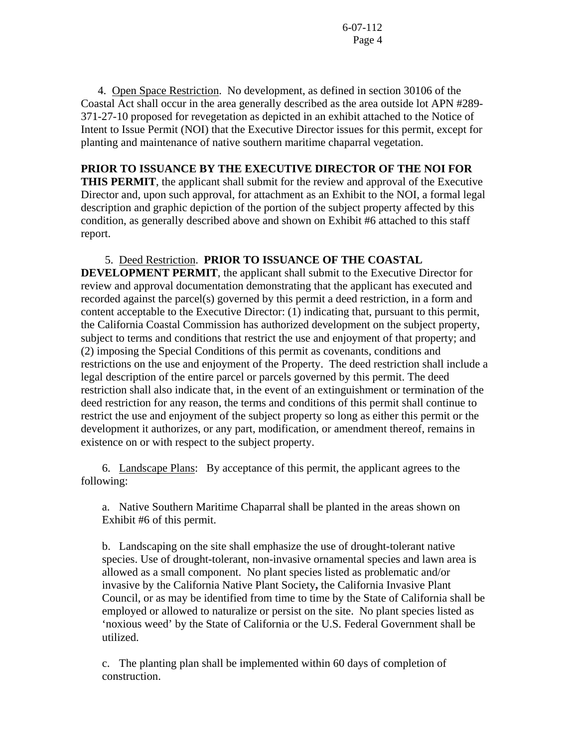4. Open Space Restriction. No development, as defined in section 30106 of the Coastal Act shall occur in the area generally described as the area outside lot APN #289-371-27-10 proposed for revegetation as depicted in an exhibit attached to the Notice of Intent to Issue Permit (NOI) that the Executive Director issues for this permit, except for planting and maintenance of native southern maritime chaparral vegetation.

**PRIOR TO ISSUANCE BY THE EXECUTIVE DIRECTOR OF THE NOI FOR THIS PERMIT**, the applicant shall submit for the review and approval of the Executive Director and, upon such approval, for attachment as an Exhibit to the NOI, a formal legal description and graphic depiction of the portion of the subject property affected by this condition, as generally described above and shown on Exhibit #6 attached to this staff report.

5. Deed Restriction. **PRIOR TO ISSUANCE OF THE COASTAL DEVELOPMENT PERMIT**, the applicant shall submit to the Executive Director for review and approval documentation demonstrating that the applicant has executed and recorded against the parcel(s) governed by this permit a deed restriction, in a form and content acceptable to the Executive Director: (1) indicating that, pursuant to this permit, the California Coastal Commission has authorized development on the subject property, subject to terms and conditions that restrict the use and enjoyment of that property; and (2) imposing the Special Conditions of this permit as covenants, conditions and restrictions on the use and enjoyment of the Property. The deed restriction shall include a legal description of the entire parcel or parcels governed by this permit. The deed restriction shall also indicate that, in the event of an extinguishment or termination of the deed restriction for any reason, the terms and conditions of this permit shall continue to restrict the use and enjoyment of the subject property so long as either this permit or the development it authorizes, or any part, modification, or amendment thereof, remains in existence on or with respect to the subject property.

6. Landscape Plans: By acceptance of this permit, the applicant agrees to the following:

a. Native Southern Maritime Chaparral shall be planted in the areas shown on Exhibit #6 of this permit.

b. Landscaping on the site shall emphasize the use of drought-tolerant native species. Use of drought-tolerant, non-invasive ornamental species and lawn area is allowed as a small component. No plant species listed as problematic and/or invasive by the California Native Plant Society**,** the California Invasive Plant Council, or as may be identified from time to time by the State of California shall be employed or allowed to naturalize or persist on the site. No plant species listed as 'noxious weed' by the State of California or the U.S. Federal Government shall be utilized.

c. The planting plan shall be implemented within 60 days of completion of construction.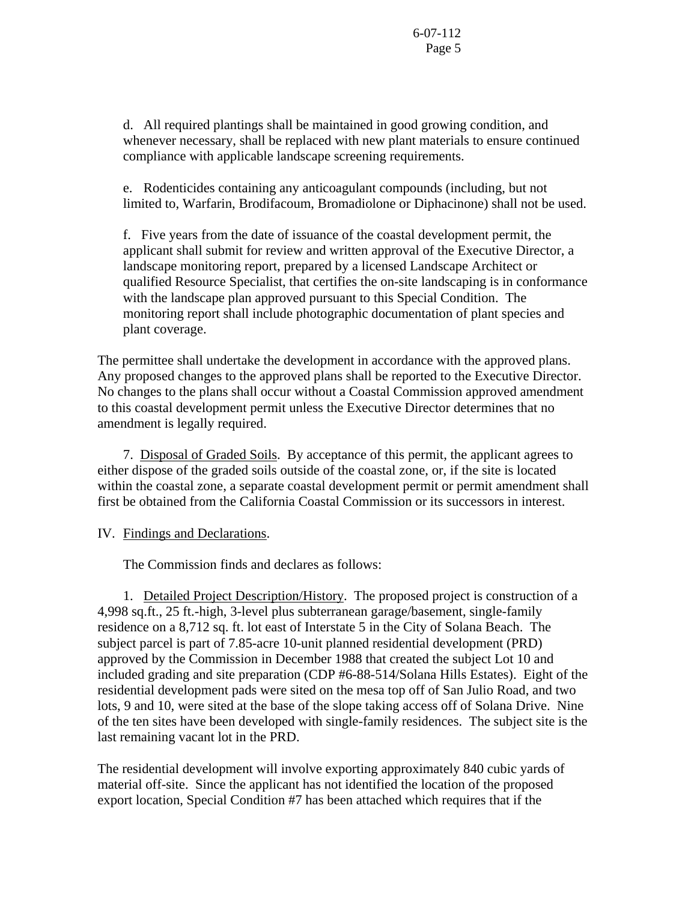d. All required plantings shall be maintained in good growing condition, and whenever necessary, shall be replaced with new plant materials to ensure continued compliance with applicable landscape screening requirements.

e. Rodenticides containing any anticoagulant compounds (including, but not limited to, Warfarin, Brodifacoum, Bromadiolone or Diphacinone) shall not be used.

f. Five years from the date of issuance of the coastal development permit, the applicant shall submit for review and written approval of the Executive Director, a landscape monitoring report, prepared by a licensed Landscape Architect or qualified Resource Specialist, that certifies the on-site landscaping is in conformance with the landscape plan approved pursuant to this Special Condition. The monitoring report shall include photographic documentation of plant species and plant coverage.

The permittee shall undertake the development in accordance with the approved plans. Any proposed changes to the approved plans shall be reported to the Executive Director. No changes to the plans shall occur without a Coastal Commission approved amendment to this coastal development permit unless the Executive Director determines that no amendment is legally required.

7. Disposal of Graded Soils. By acceptance of this permit, the applicant agrees to either dispose of the graded soils outside of the coastal zone, or, if the site is located within the coastal zone, a separate coastal development permit or permit amendment shall first be obtained from the California Coastal Commission or its successors in interest.

IV. Findings and Declarations.

The Commission finds and declares as follows:

1. Detailed Project Description/History. The proposed project is construction of a 4,998 sq.ft., 25 ft.-high, 3-level plus subterranean garage/basement, single-family residence on a 8,712 sq. ft. lot east of Interstate 5 in the City of Solana Beach. The subject parcel is part of 7.85-acre 10-unit planned residential development (PRD) approved by the Commission in December 1988 that created the subject Lot 10 and included grading and site preparation (CDP #6-88-514/Solana Hills Estates). Eight of the residential development pads were sited on the mesa top off of San Julio Road, and two lots, 9 and 10, were sited at the base of the slope taking access off of Solana Drive. Nine of the ten sites have been developed with single-family residences. The subject site is the last remaining vacant lot in the PRD.

The residential development will involve exporting approximately 840 cubic yards of material off-site. Since the applicant has not identified the location of the proposed export location, Special Condition #7 has been attached which requires that if the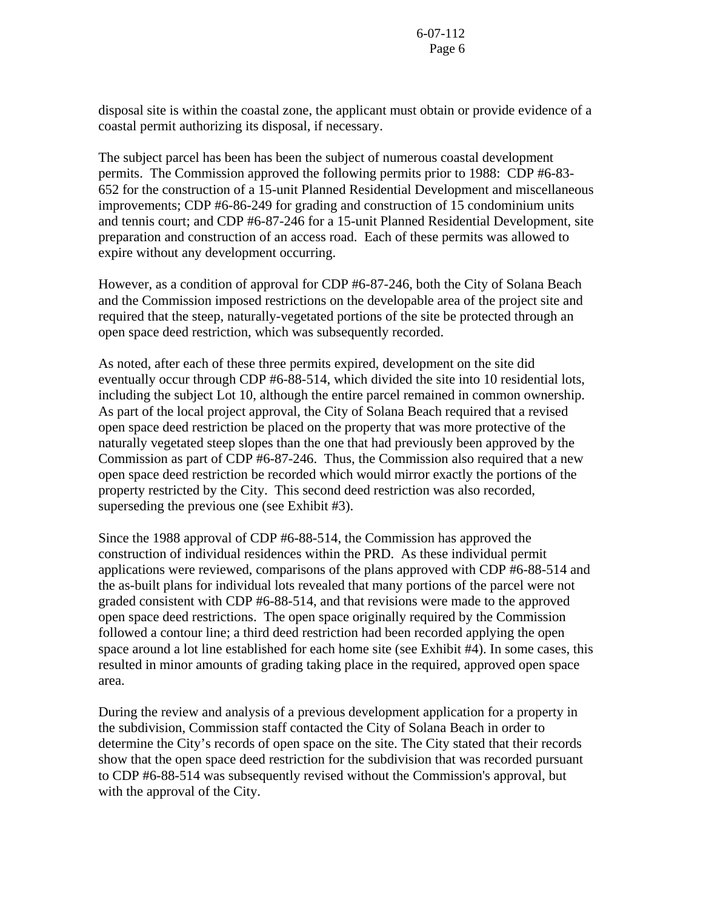disposal site is within the coastal zone, the applicant must obtain or provide evidence of a coastal permit authorizing its disposal, if necessary.

The subject parcel has been has been the subject of numerous coastal development permits. The Commission approved the following permits prior to 1988: CDP #6-83-652 for the construction of a 15-unit Planned Residential Development and miscellaneous improvements; CDP #6-86-249 for grading and construction of 15 condominium units and tennis court; and CDP #6-87-246 for a 15-unit Planned Residential Development, site preparation and construction of an access road. Each of these permits was allowed to expire without any development occurring.

However, as a condition of approval for CDP #6-87-246, both the City of Solana Beach and the Commission imposed restrictions on the developable area of the project site and required that the steep, naturally-vegetated portions of the site be protected through an open space deed restriction, which was subsequently recorded.

As noted, after each of these three permits expired, development on the site did eventually occur through CDP #6-88-514, which divided the site into 10 residential lots, including the subject Lot 10, although the entire parcel remained in common ownership. As part of the local project approval, the City of Solana Beach required that a revised open space deed restriction be placed on the property that was more protective of the naturally vegetated steep slopes than the one that had previously been approved by the Commission as part of CDP #6-87-246. Thus, the Commission also required that a new open space deed restriction be recorded which would mirror exactly the portions of the property restricted by the City. This second deed restriction was also recorded, superseding the previous one (see Exhibit #3).

Since the 1988 approval of CDP #6-88-514, the Commission has approved the construction of individual residences within the PRD. As these individual permit applications were reviewed, comparisons of the plans approved with CDP #6-88-514 and the as-built plans for individual lots revealed that many portions of the parcel were not graded consistent with CDP #6-88-514, and that revisions were made to the approved open space deed restrictions. The open space originally required by the Commission followed a contour line; a third deed restriction had been recorded applying the open space around a lot line established for each home site (see Exhibit #4). In some cases, this resulted in minor amounts of grading taking place in the required, approved open space area.

During the review and analysis of a previous development application for a property in the subdivision, Commission staff contacted the City of Solana Beach in order to determine the City's records of open space on the site. The City stated that their records show that the open space deed restriction for the subdivision that was recorded pursuant to CDP #6-88-514 was subsequently revised without the Commission's approval, but with the approval of the City.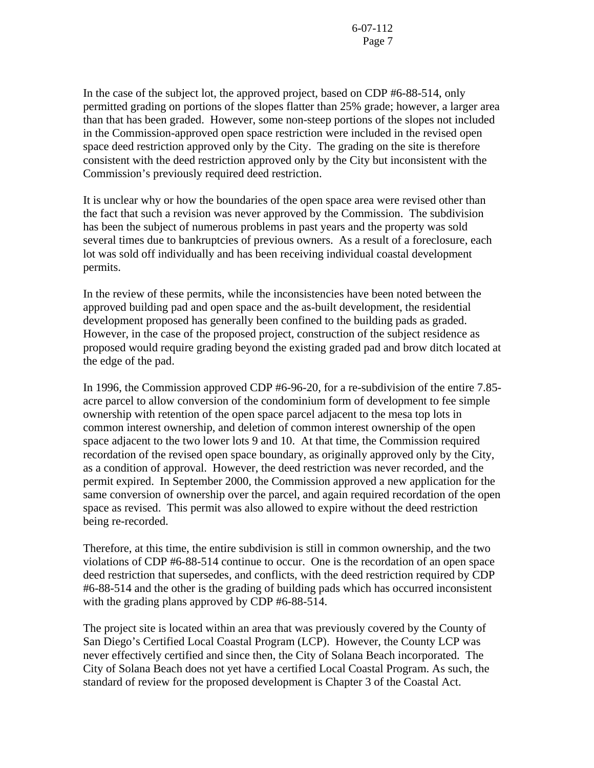In the case of the subject lot, the approved project, based on CDP #6-88-514, only permitted grading on portions of the slopes flatter than 25% grade; however, a larger area than that has been graded. However, some non-steep portions of the slopes not included in the Commission-approved open space restriction were included in the revised open space deed restriction approved only by the City. The grading on the site is therefore consistent with the deed restriction approved only by the City but inconsistent with the Commission's previously required deed restriction.

It is unclear why or how the boundaries of the open space area were revised other than the fact that such a revision was never approved by the Commission. The subdivision has been the subject of numerous problems in past years and the property was sold several times due to bankruptcies of previous owners. As a result of a foreclosure, each lot was sold off individually and has been receiving individual coastal development permits.

In the review of these permits, while the inconsistencies have been noted between the approved building pad and open space and the as-built development, the residential development proposed has generally been confined to the building pads as graded. However, in the case of the proposed project, construction of the subject residence as proposed would require grading beyond the existing graded pad and brow ditch located at the edge of the pad.

In 1996, the Commission approved CDP #6-96-20, for a re-subdivision of the entire 7.85-acre parcel to allow conversion of the condominium form of development to fee simple ownership with retention of the open space parcel adjacent to the mesa top lots in common interest ownership, and deletion of common interest ownership of the open space adjacent to the two lower lots 9 and 10. At that time, the Commission required recordation of the revised open space boundary, as originally approved only by the City, as a condition of approval. However, the deed restriction was never recorded, and the permit expired. In September 2000, the Commission approved a new application for the same conversion of ownership over the parcel, and again required recordation of the open space as revised. This permit was also allowed to expire without the deed restriction being re-recorded.

Therefore, at this time, the entire subdivision is still in common ownership, and the two violations of CDP #6-88-514 continue to occur. One is the recordation of an open space deed restriction that supersedes, and conflicts, with the deed restriction required by CDP #6-88-514 and the other is the grading of building pads which has occurred inconsistent with the grading plans approved by CDP #6-88-514.

The project site is located within an area that was previously covered by the County of San Diego's Certified Local Coastal Program (LCP). However, the County LCP was never effectively certified and since then, the City of Solana Beach incorporated. The City of Solana Beach does not yet have a certified Local Coastal Program. As such, the standard of review for the proposed development is Chapter 3 of the Coastal Act.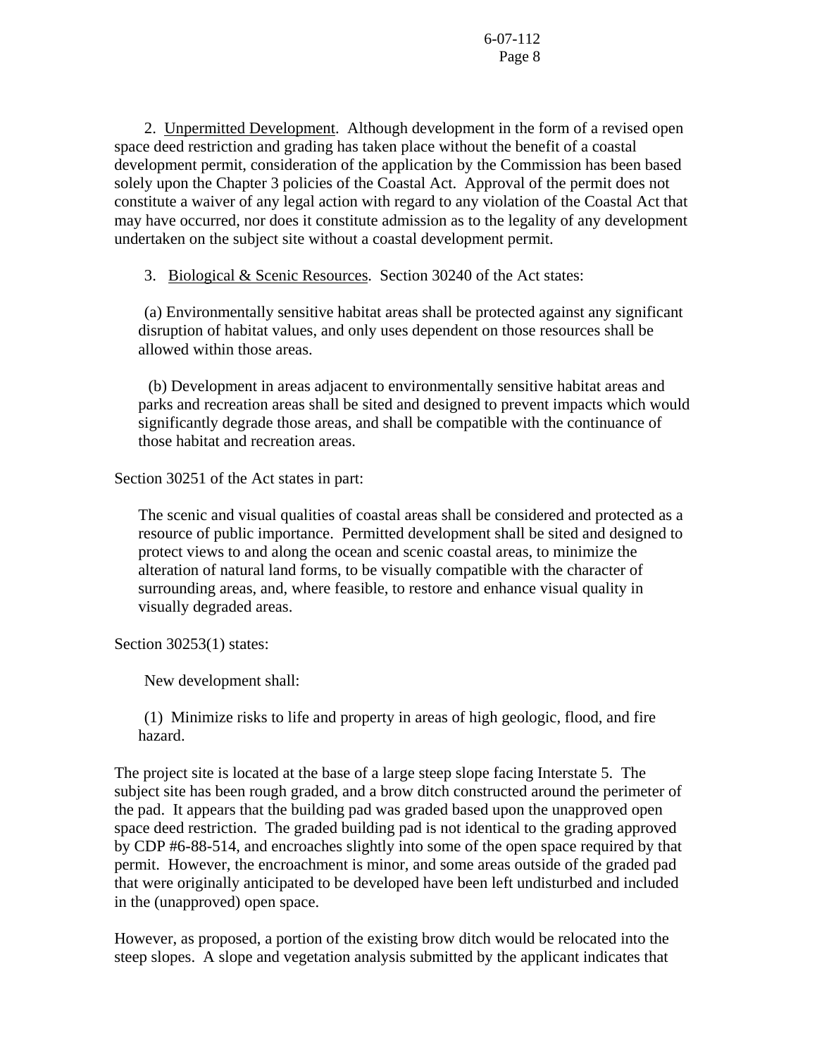2. Unpermitted Development. Although development in the form of a revised open space deed restriction and grading has taken place without the benefit of a coastal development permit, consideration of the application by the Commission has been based solely upon the Chapter 3 policies of the Coastal Act. Approval of the permit does not constitute a waiver of any legal action with regard to any violation of the Coastal Act that may have occurred, nor does it constitute admission as to the legality of any development undertaken on the subject site without a coastal development permit.

3. Biological & Scenic Resources. Section 30240 of the Act states:

> (a) Environmentally sensitive habitat areas shall be protected against any significant disruption of habitat values, and only uses dependent on those resources shall be allowed within those areas.
>
> (b) Development in areas adjacent to environmentally sensitive habitat areas and parks and recreation areas shall be sited and designed to prevent impacts which would significantly degrade those areas, and shall be compatible with the continuance of those habitat and recreation areas.

Section 30251 of the Act states in part:

> The scenic and visual qualities of coastal areas shall be considered and protected as a resource of public importance. Permitted development shall be sited and designed to protect views to and along the ocean and scenic coastal areas, to minimize the alteration of natural land forms, to be visually compatible with the character of surrounding areas, and, where feasible, to restore and enhance visual quality in visually degraded areas.

Section 30253(1) states:

> New development shall:
>
> (1) Minimize risks to life and property in areas of high geologic, flood, and fire hazard.

The project site is located at the base of a large steep slope facing Interstate 5. The subject site has been rough graded, and a brow ditch constructed around the perimeter of the pad. It appears that the building pad was graded based upon the unapproved open space deed restriction. The graded building pad is not identical to the grading approved by CDP #6-88-514, and encroaches slightly into some of the open space required by that permit. However, the encroachment is minor, and some areas outside of the graded pad that were originally anticipated to be developed have been left undisturbed and included in the (unapproved) open space.

However, as proposed, a portion of the existing brow ditch would be relocated into the steep slopes. A slope and vegetation analysis submitted by the applicant indicates that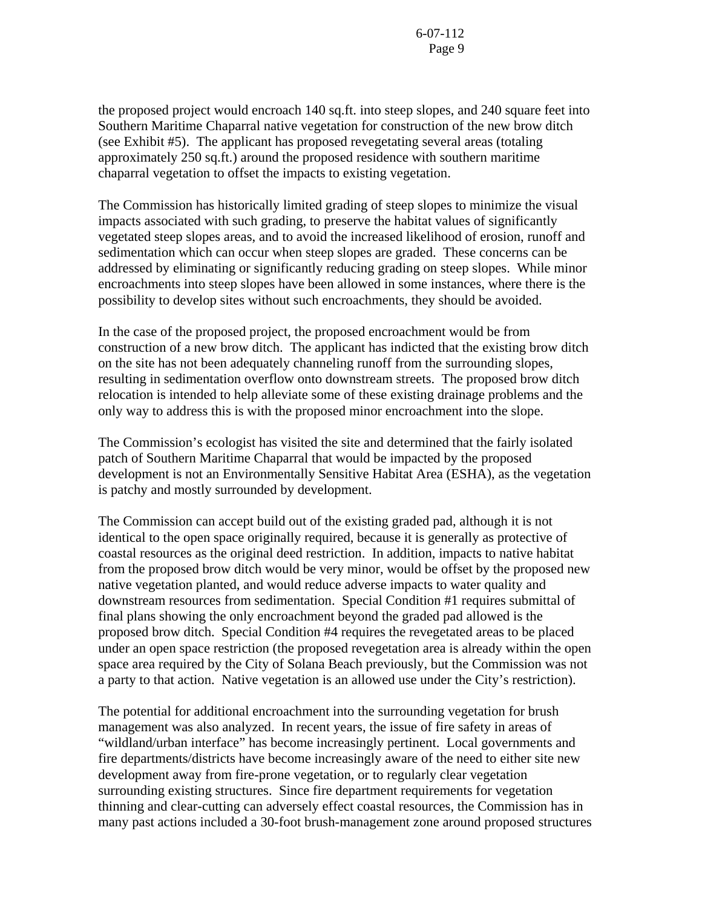the proposed project would encroach 140 sq.ft. into steep slopes, and 240 square feet into Southern Maritime Chaparral native vegetation for construction of the new brow ditch (see Exhibit #5). The applicant has proposed revegetating several areas (totaling approximately 250 sq.ft.) around the proposed residence with southern maritime chaparral vegetation to offset the impacts to existing vegetation.

The Commission has historically limited grading of steep slopes to minimize the visual impacts associated with such grading, to preserve the habitat values of significantly vegetated steep slopes areas, and to avoid the increased likelihood of erosion, runoff and sedimentation which can occur when steep slopes are graded. These concerns can be addressed by eliminating or significantly reducing grading on steep slopes. While minor encroachments into steep slopes have been allowed in some instances, where there is the possibility to develop sites without such encroachments, they should be avoided.

In the case of the proposed project, the proposed encroachment would be from construction of a new brow ditch. The applicant has indicted that the existing brow ditch on the site has not been adequately channeling runoff from the surrounding slopes, resulting in sedimentation overflow onto downstream streets. The proposed brow ditch relocation is intended to help alleviate some of these existing drainage problems and the only way to address this is with the proposed minor encroachment into the slope.

The Commission's ecologist has visited the site and determined that the fairly isolated patch of Southern Maritime Chaparral that would be impacted by the proposed development is not an Environmentally Sensitive Habitat Area (ESHA), as the vegetation is patchy and mostly surrounded by development.

The Commission can accept build out of the existing graded pad, although it is not identical to the open space originally required, because it is generally as protective of coastal resources as the original deed restriction. In addition, impacts to native habitat from the proposed brow ditch would be very minor, would be offset by the proposed new native vegetation planted, and would reduce adverse impacts to water quality and downstream resources from sedimentation. Special Condition #1 requires submittal of final plans showing the only encroachment beyond the graded pad allowed is the proposed brow ditch. Special Condition #4 requires the revegetated areas to be placed under an open space restriction (the proposed revegetation area is already within the open space area required by the City of Solana Beach previously, but the Commission was not a party to that action. Native vegetation is an allowed use under the City's restriction).

The potential for additional encroachment into the surrounding vegetation for brush management was also analyzed. In recent years, the issue of fire safety in areas of "wildland/urban interface" has become increasingly pertinent. Local governments and fire departments/districts have become increasingly aware of the need to either site new development away from fire-prone vegetation, or to regularly clear vegetation surrounding existing structures. Since fire department requirements for vegetation thinning and clear-cutting can adversely effect coastal resources, the Commission has in many past actions included a 30-foot brush-management zone around proposed structures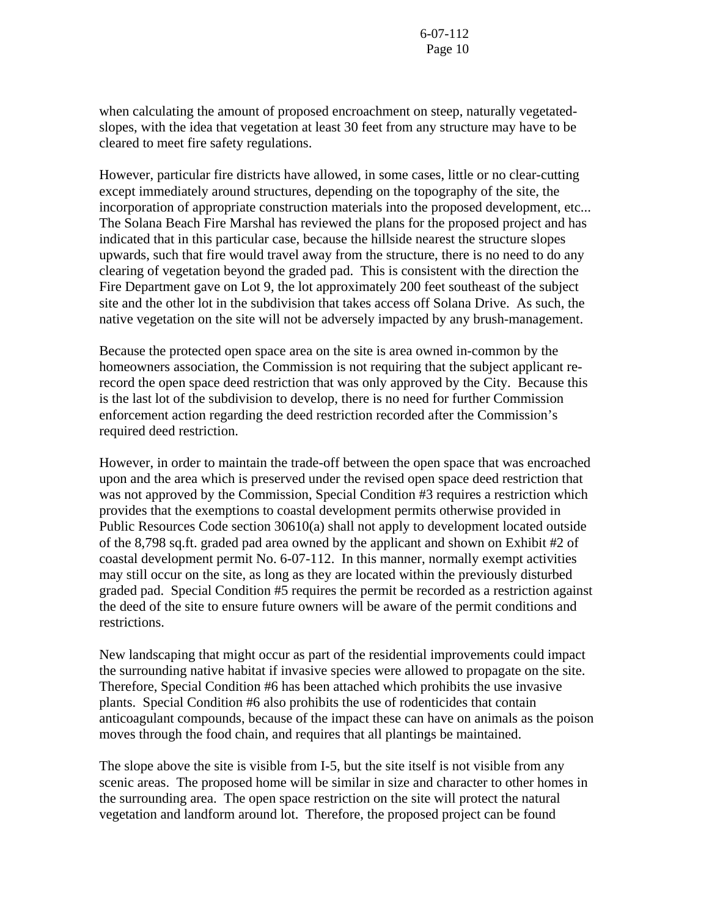when calculating the amount of proposed encroachment on steep, naturally vegetated-slopes, with the idea that vegetation at least 30 feet from any structure may have to be cleared to meet fire safety regulations.

However, particular fire districts have allowed, in some cases, little or no clear-cutting except immediately around structures, depending on the topography of the site, the incorporation of appropriate construction materials into the proposed development, etc... The Solana Beach Fire Marshal has reviewed the plans for the proposed project and has indicated that in this particular case, because the hillside nearest the structure slopes upwards, such that fire would travel away from the structure, there is no need to do any clearing of vegetation beyond the graded pad. This is consistent with the direction the Fire Department gave on Lot 9, the lot approximately 200 feet southeast of the subject site and the other lot in the subdivision that takes access off Solana Drive. As such, the native vegetation on the site will not be adversely impacted by any brush-management.

Because the protected open space area on the site is area owned in-common by the homeowners association, the Commission is not requiring that the subject applicant re-record the open space deed restriction that was only approved by the City. Because this is the last lot of the subdivision to develop, there is no need for further Commission enforcement action regarding the deed restriction recorded after the Commission's required deed restriction.

However, in order to maintain the trade-off between the open space that was encroached upon and the area which is preserved under the revised open space deed restriction that was not approved by the Commission, Special Condition #3 requires a restriction which provides that the exemptions to coastal development permits otherwise provided in Public Resources Code section 30610(a) shall not apply to development located outside of the 8,798 sq.ft. graded pad area owned by the applicant and shown on Exhibit #2 of coastal development permit No. 6-07-112. In this manner, normally exempt activities may still occur on the site, as long as they are located within the previously disturbed graded pad. Special Condition #5 requires the permit be recorded as a restriction against the deed of the site to ensure future owners will be aware of the permit conditions and restrictions.

New landscaping that might occur as part of the residential improvements could impact the surrounding native habitat if invasive species were allowed to propagate on the site. Therefore, Special Condition #6 has been attached which prohibits the use invasive plants. Special Condition #6 also prohibits the use of rodenticides that contain anticoagulant compounds, because of the impact these can have on animals as the poison moves through the food chain, and requires that all plantings be maintained.

The slope above the site is visible from I-5, but the site itself is not visible from any scenic areas. The proposed home will be similar in size and character to other homes in the surrounding area. The open space restriction on the site will protect the natural vegetation and landform around lot. Therefore, the proposed project can be found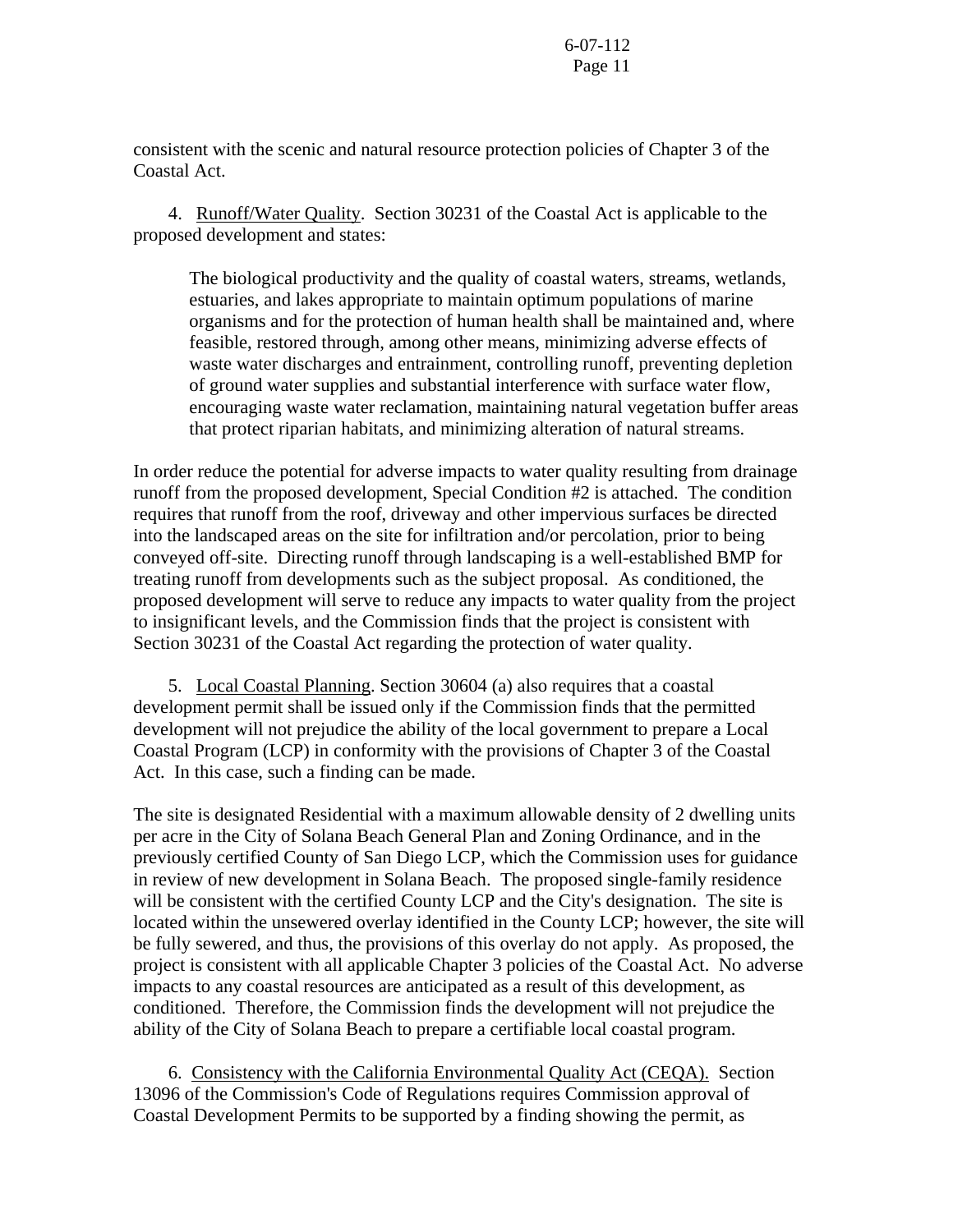consistent with the scenic and natural resource protection policies of Chapter 3 of the Coastal Act.

4. Runoff/Water Quality. Section 30231 of the Coastal Act is applicable to the proposed development and states:

> The biological productivity and the quality of coastal waters, streams, wetlands, estuaries, and lakes appropriate to maintain optimum populations of marine organisms and for the protection of human health shall be maintained and, where feasible, restored through, among other means, minimizing adverse effects of waste water discharges and entrainment, controlling runoff, preventing depletion of ground water supplies and substantial interference with surface water flow, encouraging waste water reclamation, maintaining natural vegetation buffer areas that protect riparian habitats, and minimizing alteration of natural streams.

In order reduce the potential for adverse impacts to water quality resulting from drainage runoff from the proposed development, Special Condition #2 is attached. The condition requires that runoff from the roof, driveway and other impervious surfaces be directed into the landscaped areas on the site for infiltration and/or percolation, prior to being conveyed off-site. Directing runoff through landscaping is a well-established BMP for treating runoff from developments such as the subject proposal. As conditioned, the proposed development will serve to reduce any impacts to water quality from the project to insignificant levels, and the Commission finds that the project is consistent with Section 30231 of the Coastal Act regarding the protection of water quality.

5. Local Coastal Planning. Section 30604 (a) also requires that a coastal development permit shall be issued only if the Commission finds that the permitted development will not prejudice the ability of the local government to prepare a Local Coastal Program (LCP) in conformity with the provisions of Chapter 3 of the Coastal Act. In this case, such a finding can be made.

The site is designated Residential with a maximum allowable density of 2 dwelling units per acre in the City of Solana Beach General Plan and Zoning Ordinance, and in the previously certified County of San Diego LCP, which the Commission uses for guidance in review of new development in Solana Beach. The proposed single-family residence will be consistent with the certified County LCP and the City's designation. The site is located within the unsewered overlay identified in the County LCP; however, the site will be fully sewered, and thus, the provisions of this overlay do not apply. As proposed, the project is consistent with all applicable Chapter 3 policies of the Coastal Act. No adverse impacts to any coastal resources are anticipated as a result of this development, as conditioned. Therefore, the Commission finds the development will not prejudice the ability of the City of Solana Beach to prepare a certifiable local coastal program.

6. Consistency with the California Environmental Quality Act (CEQA). Section 13096 of the Commission's Code of Regulations requires Commission approval of Coastal Development Permits to be supported by a finding showing the permit, as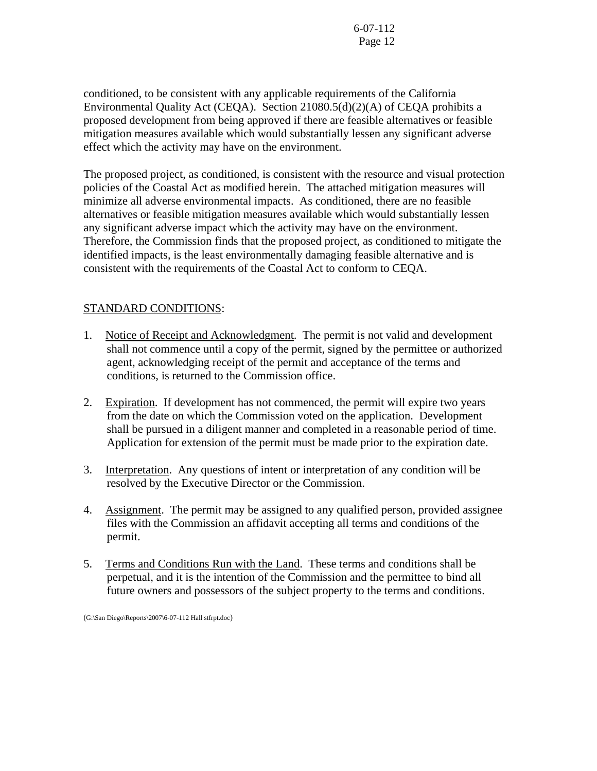conditioned, to be consistent with any applicable requirements of the California Environmental Quality Act (CEQA). Section 21080.5(d)(2)(A) of CEQA prohibits a proposed development from being approved if there are feasible alternatives or feasible mitigation measures available which would substantially lessen any significant adverse effect which the activity may have on the environment.

The proposed project, as conditioned, is consistent with the resource and visual protection policies of the Coastal Act as modified herein. The attached mitigation measures will minimize all adverse environmental impacts. As conditioned, there are no feasible alternatives or feasible mitigation measures available which would substantially lessen any significant adverse impact which the activity may have on the environment. Therefore, the Commission finds that the proposed project, as conditioned to mitigate the identified impacts, is the least environmentally damaging feasible alternative and is consistent with the requirements of the Coastal Act to conform to CEQA.

STANDARD CONDITIONS:

1. Notice of Receipt and Acknowledgment. The permit is not valid and development shall not commence until a copy of the permit, signed by the permittee or authorized agent, acknowledging receipt of the permit and acceptance of the terms and conditions, is returned to the Commission office.

2. Expiration. If development has not commenced, the permit will expire two years from the date on which the Commission voted on the application. Development shall be pursued in a diligent manner and completed in a reasonable period of time. Application for extension of the permit must be made prior to the expiration date.

3. Interpretation. Any questions of intent or interpretation of any condition will be resolved by the Executive Director or the Commission.

4. Assignment. The permit may be assigned to any qualified person, provided assignee files with the Commission an affidavit accepting all terms and conditions of the permit.

5. Terms and Conditions Run with the Land. These terms and conditions shall be perpetual, and it is the intention of the Commission and the permittee to bind all future owners and possessors of the subject property to the terms and conditions.

(G:\San Diego\Reports\2007\6-07-112 Hall stfrpt.doc)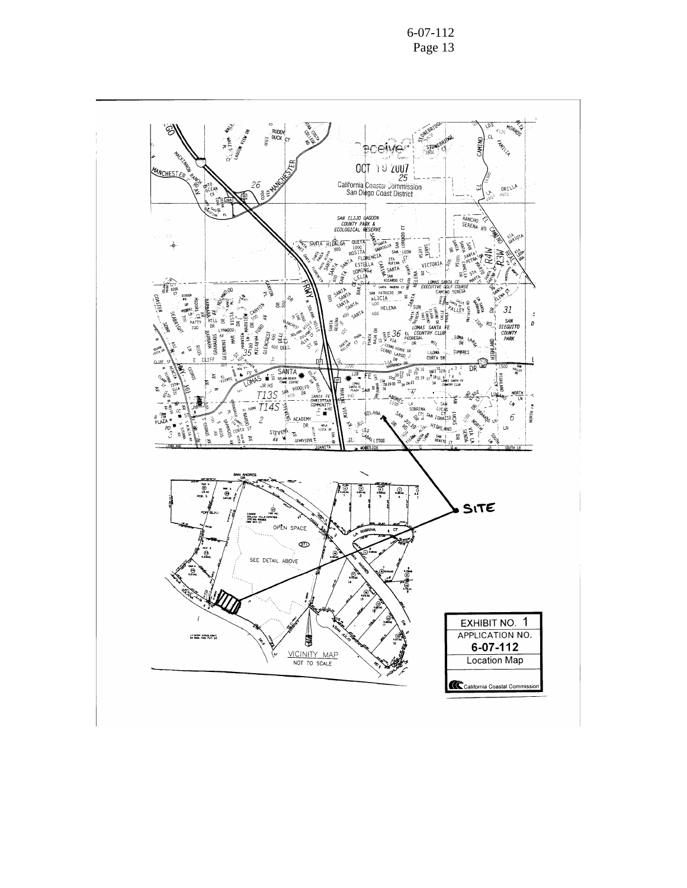EXHIBIT NO. 1
APPLICATION NO.
6-07-112
Location Map

California Coastal Commission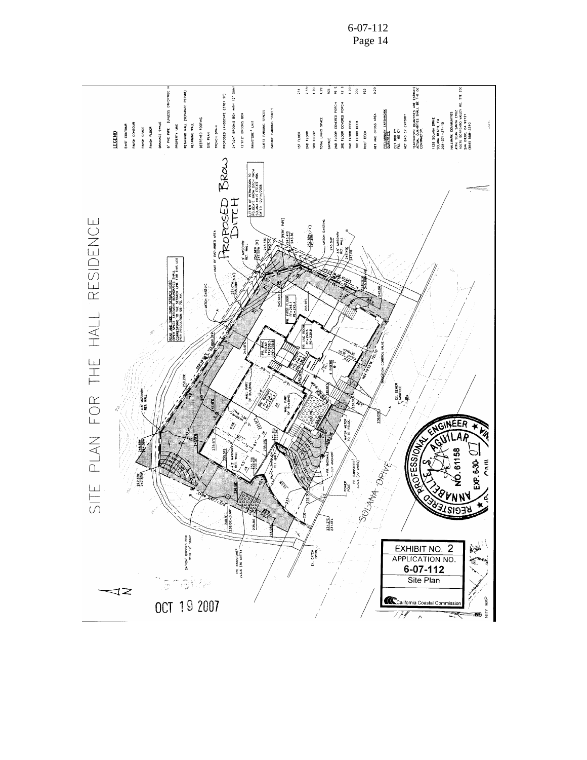# SITE PLAN FOR THE HALL RESIDENCE

**LEGEND**

- EXIST CONTOUR
- FINISH CONTOUR
- FINISH GRADE
- FINISH FLOOR
- DRAINAGE SWALE
- 6" PVC PIPE (UNLESS OTHERWISE N
- PROPERTY LINE
- RETAINING WALL (SEPARATE PERMIT)
- RETAINING WALL
- DEEPENED FOOTING
- SITE PLAN
- FRENCH DRAIN
- PROPOSED LANDSCAPE (3381 SF)
- 24"x24" BROOKS BOX WITH 12" SUMP
- 12"x12" BROOKS BOX
- RAINSTORE[3] UNIT
- GUEST PARKING SPACES
- GARAGE PARKING SPACES

| | |
|---|---|
| 1ST FLOOR | 251 |
| 2ND FLOOR | 2,331 |
| 3RD FLOOR | 1,70 |
| TOTAL LIVING SPACE | 4,29 |
| GARAGE | 705 |
| 2ND FLOOR COVERED PORCH | 79.5 |
| 3RD FLOOR COVERED PORCH | 72.5 |
| 2ND FLOOR DECK | 1,20 |
| 3RD FLOOR DECK | 209 |
| ROOF DECK | 192 |
| NET AND GROSS AREA | 0.20 |

**PRELIMINARY EARTHWORK QUANTITIES**

CUT 900 CY
FILL 60 CY

NET 840 CY EXPORT*

*EARTHWORK QUANTITIES ARE ESTIMATE ACTUAL QUANTITIES SHALL BE THE RE CONTRACTOR.

1128 SOLANA DRIVE
SOLANA BEACH, CA
298-371-27-10

HALLMARK COMMUNITIES
ATTN: SEAN SANTA CRUZ
10675 SORRENTO VALLEY RD, STE 20
SAN DIEGO, CA 92121
(858) 558-3310

PROPOSED BROW DITCH

LETTER OF PERMISSION TO RELOCATE BROW DITCH FROM SOLANA HILLS ESTATE HOA DATED 12/14/2006

REAR AND SIDE YARD SETBACK NOTE: OPEN SPACE EASEMENT BOUNDARIES SHALL CORRESPOND TO THE SETBACK LINE FOR THIS LOT PER RESOLUTION 95-70, etc.

LIMIT OF DISTURBED AREA

MATCH EXISTING

SOLANA DRIVE

EX. SEWER MANHOLE

WATER METER TO BE RELOC.

POWER POLE

EX. CATCH BASIN

PR. RAINSTORE[3] 2x3x6 (36 UNITS)

PR. RAINSTORE[3] 3x4x6 (72 UNITS)

IRRIGATION CONTROL VALVE

PR. FIRST FLOOR

PR. GARAGE

PR. WINE CELLAR

WALL PART OF BUILDING

OCT 19 2007

REGISTERED PROFESSIONAL ENGINEER
ANNABELLE S. AGUILAR
NO. 61158
EXP. 6-30-07
CIVIL

EXHIBIT NO. 2
APPLICATION NO.
6-07-112
Site Plan
California Coastal Commission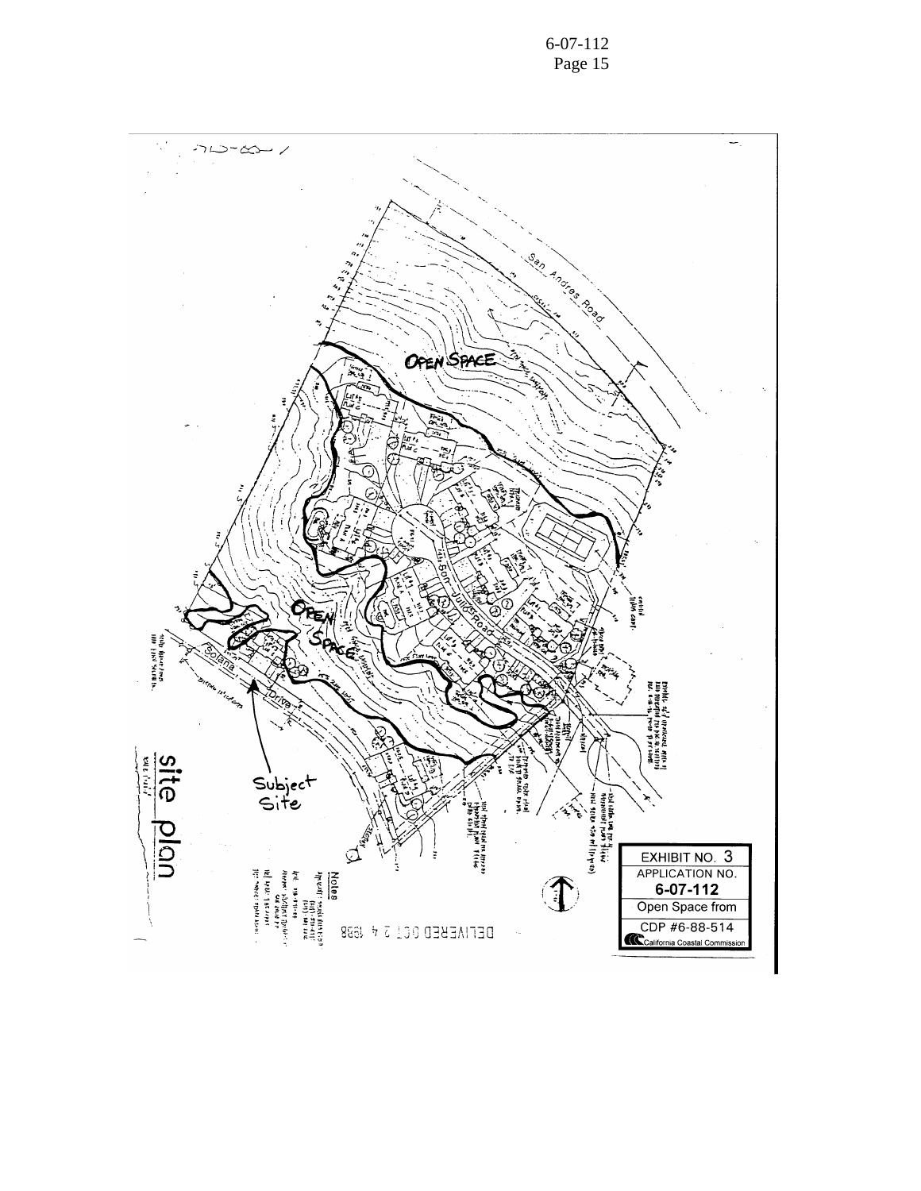OPEN SPACE

OPEN SPACE

San Andres Road

San Juliio Road

Solana Drive

Subject Site

site plan

Notes

DELIVERED OCT 2 4 1988

EXHIBIT NO. 3

APPLICATION NO.

**6-07-112**

Open Space from

CDP #6-88-514

California Coastal Commission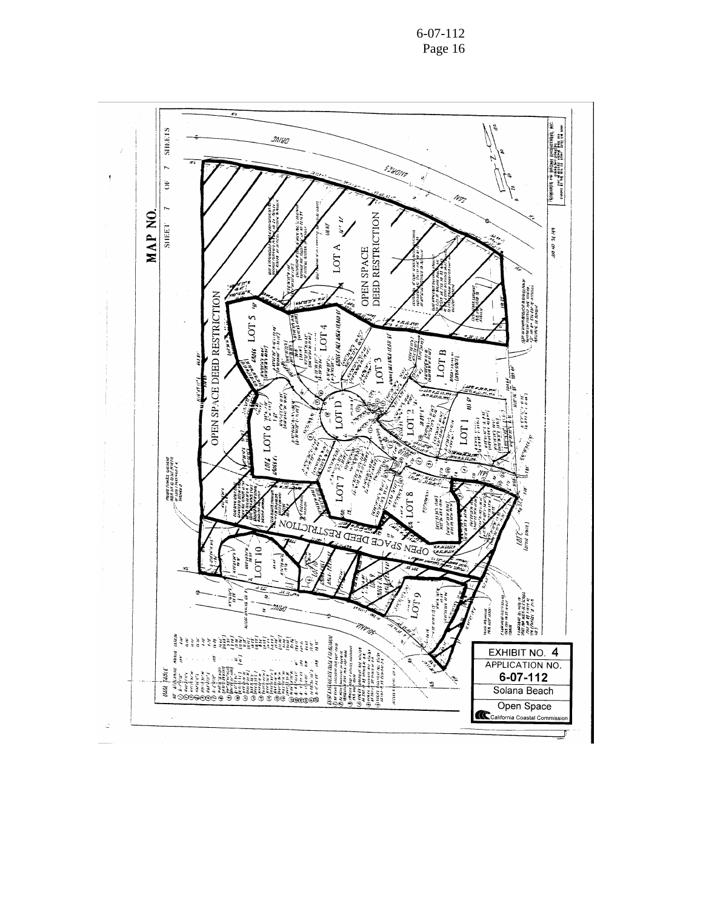MAP NO.

SHEET 7 OF 7 SHEETS

OPEN SPACE DEED RESTRICTION

LOT A

OPEN SPACE DEED RESTRICTION

LOT 5

LOT 4

LOT 6

LOT D

LOT 3

LOT B

LOT 2

LOT 1

LOT 7

LOT 8

OPEN SPACE DEED RESTRICTION

LOT 10

LOT 9

ANDRES DRIVE

SOLANA DRIVE

DATA TABLE

EXHIBIT NO. 4

APPLICATION NO.

**6-07-112**

Solana Beach

Open Space

California Coastal Commission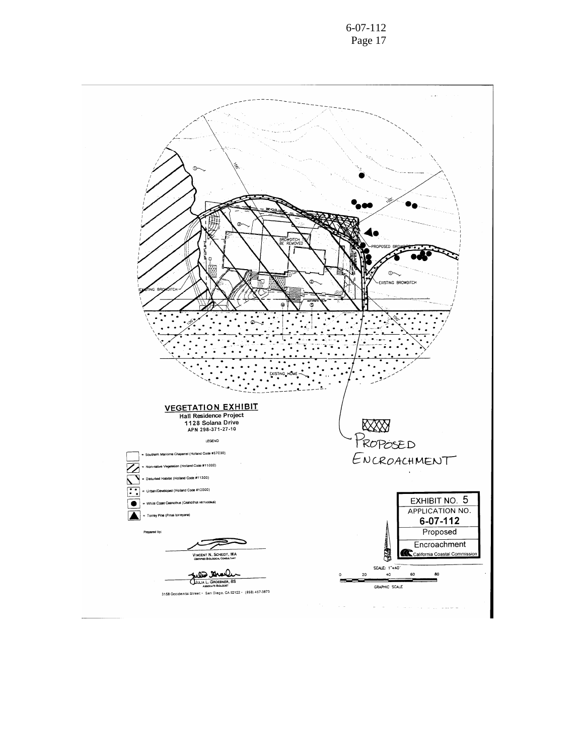BROWDITCH TO BE REMOVED

PROPOSED BROWDITCH

EXISTING BROWDITCH

EXISTING BROWDITCH

EXISTING HOME

## VEGETATION EXHIBIT

**Hall Residence Project**
**1128 Solana Drive**
**APN 298-371-27-10**

LEGEND

- = Southern Maritime Chaparral (Holland Code #37C30)
- = Non-native Vegetation (Holland Code #11000)
- = Disturbed Habitat (Holland Code #11300)
- = Urban/Developed (Holland Code #12000)
- = White Coast Ceanothus (Ceanothus verrucosus)
- = Torrey Pine (Pinus torreyana)

Prepared by:

VINCENT N. SCHEIDT, MA
CERTIFIED BIOLOGICAL CONSULTANT

JULIA L. GROEBNER, BS
ASSOCIATE BIOLOGIST

3158 Occidental Street · San Diego, CA 92122 · (858) 457-3873

PROPOSED ENCROACHMENT

SCALE: 1"=40'

0 20 40 60 80

GRAPHIC SCALE

EXHIBIT NO. 5
APPLICATION NO.
**6-07-112**
Proposed Encroachment
California Coastal Commission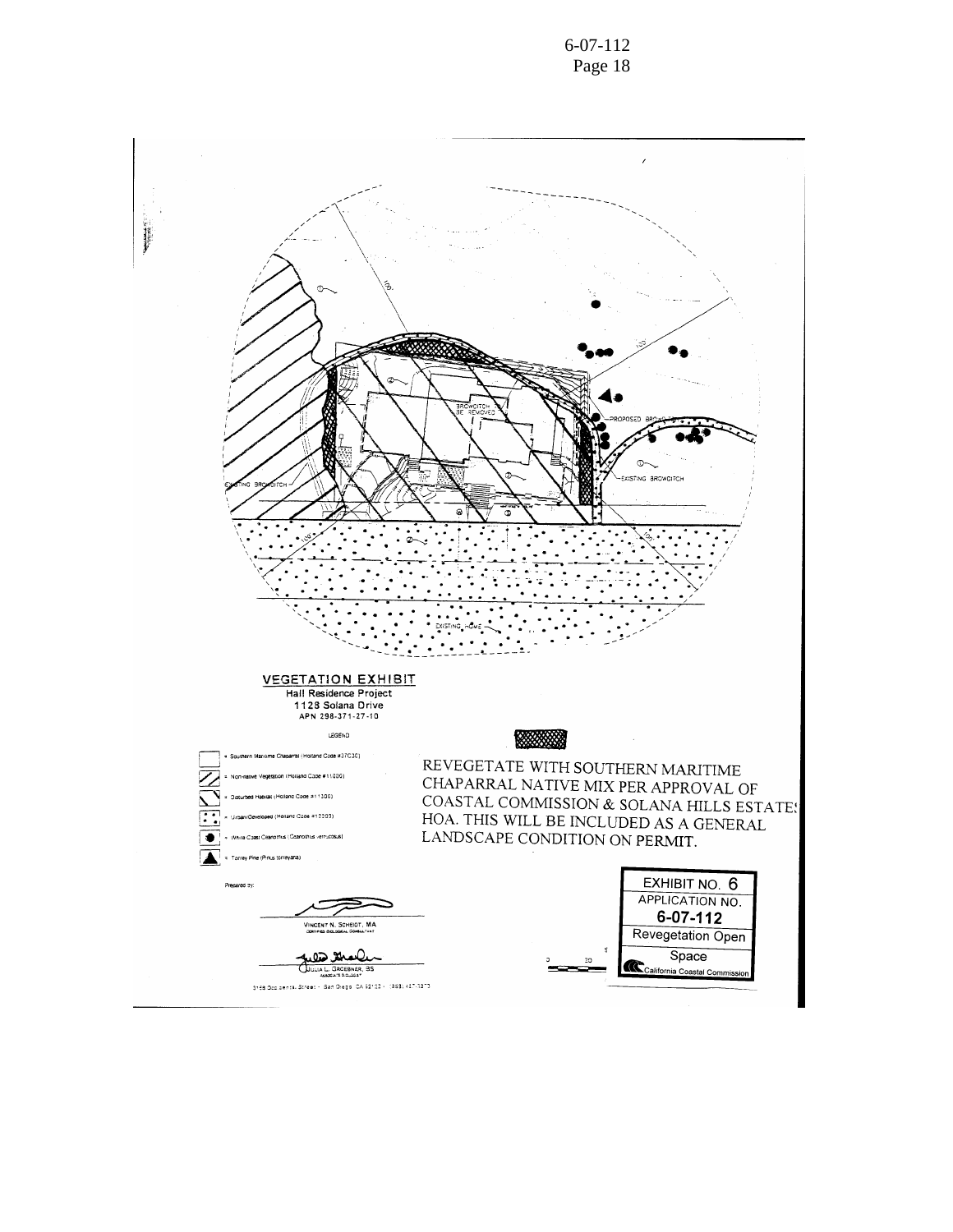EXISTING BROWDITCH

BROWDITCH TO BE REMOVED

PROPOSED BROWDITCH

EXISTING BROWDITCH

EXISTING HOME

**VEGETATION EXHIBIT**

**Hall Residence Project**
**1128 Solana Drive**
**APN 298-371-27-10**

LEGEND

= Southern Maritime Chaparral (Holland Code #37C30)

= Non-native Vegetation (Holland Code #11000)

= Disturbed Habitat (Holland Code #11300)

= Urban/Developed (Holland Code #12000)

= White Coast Ceanothus (Ceanothus verrucosus)

= Torrey Pine (Pinus torreyana)

REVEGETATE WITH SOUTHERN MARITIME CHAPARRAL NATIVE MIX PER APPROVAL OF COASTAL COMMISSION & SOLANA HILLS ESTATES HOA. THIS WILL BE INCLUDED AS A GENERAL LANDSCAPE CONDITION ON PERMIT.

Prepared by:

VINCENT N. SCHEIDT, MA
CERTIFIED BIOLOGICAL CONSULTANT

JULIA L. GROEBNER, BS
ASSOCIATE BIOLOGIST

3158 Occidental Street · San Diego CA 92122 · (858) 457-3873

EXHIBIT NO. 6
APPLICATION NO.
**6-07-112**
Revegetation Open Space
California Coastal Commission